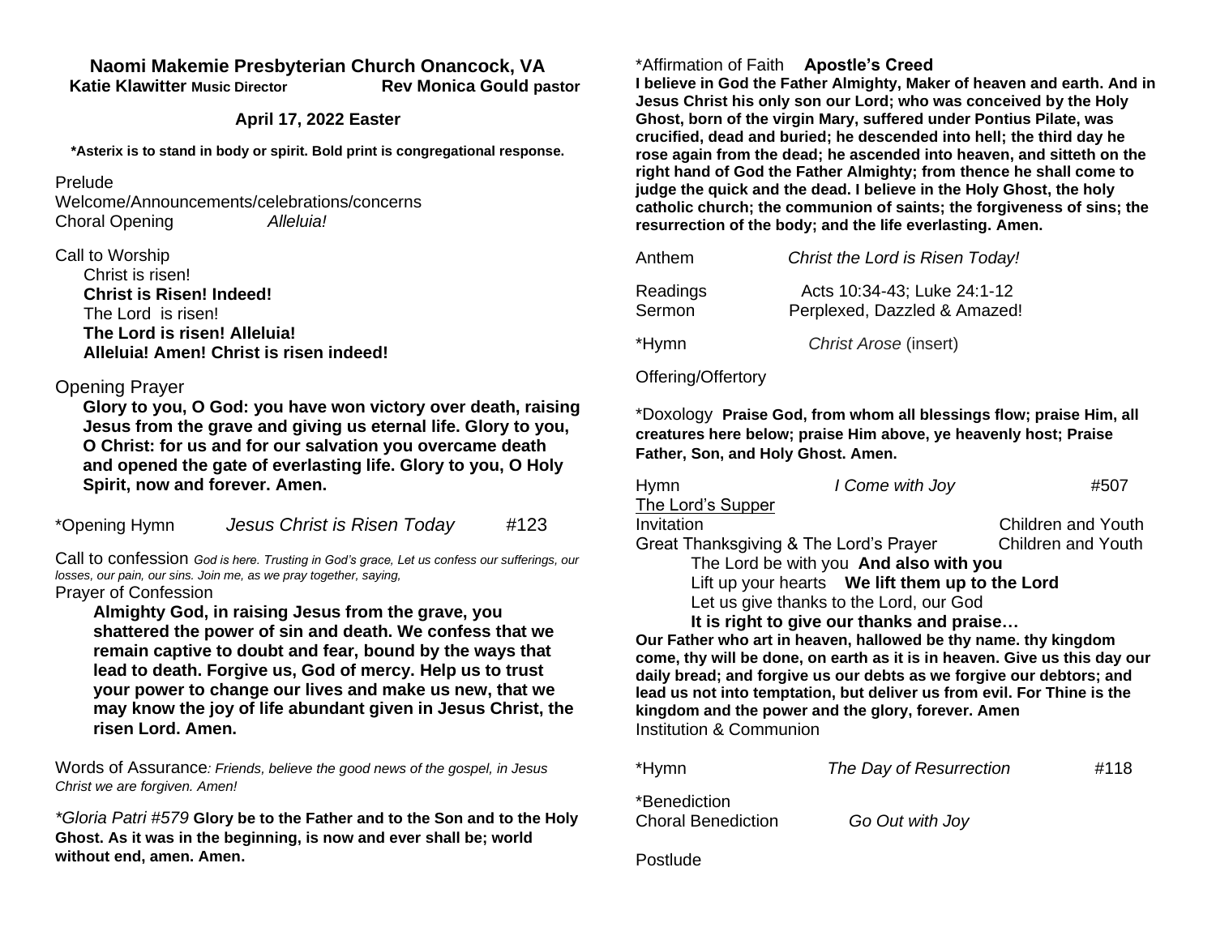# Naomi Makemie Presbyterian Church Onancock, VA

**Katie Klawitter Music Director** **Rev Monica Gould pastor**

**April 17, 2022 Easter**

**\*Asterix is to stand in body or spirit. Bold print is congregational response.**

Prelude

Welcome/Announcements/celebrations/concerns

Choral Opening *Alleluia!*

Call to Worship

Christ is risen!

**Christ is Risen! Indeed!**

The Lord is risen!

**The Lord is risen! Alleluia!**

**Alleluia! Amen! Christ is risen indeed!**

Opening Prayer

**Glory to you, O God: you have won victory over death, raising Jesus from the grave and giving us eternal life. Glory to you, O Christ: for us and for our salvation you overcame death and opened the gate of everlasting life. Glory to you, O Holy Spirit, now and forever. Amen.**

\*Opening Hymn *Jesus Christ is Risen Today* #123

Call to confession *God is here. Trusting in God's grace, Let us confess our sufferings, our losses, our pain, our sins. Join me, as we pray together, saying,*

Prayer of Confession

**Almighty God, in raising Jesus from the grave, you shattered the power of sin and death. We confess that we remain captive to doubt and fear, bound by the ways that lead to death. Forgive us, God of mercy. Help us to trust your power to change our lives and make us new, that we may know the joy of life abundant given in Jesus Christ, the risen Lord. Amen.**

Words of Assurance*: Friends, believe the good news of the gospel, in Jesus Christ we are forgiven. Amen!*

*\*Gloria Patri #579* **Glory be to the Father and to the Son and to the Holy Ghost. As it was in the beginning, is now and ever shall be; world without end, amen. Amen.**

\*Affirmation of Faith **Apostle's Creed**

**I believe in God the Father Almighty, Maker of heaven and earth. And in Jesus Christ his only son our Lord; who was conceived by the Holy Ghost, born of the virgin Mary, suffered under Pontius Pilate, was crucified, dead and buried; he descended into hell; the third day he rose again from the dead; he ascended into heaven, and sitteth on the right hand of God the Father Almighty; from thence he shall come to judge the quick and the dead. I believe in the Holy Ghost, the holy catholic church; the communion of saints; the forgiveness of sins; the resurrection of the body; and the life everlasting. Amen.**

Anthem *Christ the Lord is Risen Today!*

Readings Acts 10:34-43; Luke 24:1-12

Sermon Perplexed, Dazzled & Amazed!

\*Hymn *Christ Arose* (insert)

Offering/Offertory

\*Doxology **Praise God, from whom all blessings flow; praise Him, all creatures here below; praise Him above, ye heavenly host; Praise Father, Son, and Holy Ghost. Amen.**

Hymn *I Come with Joy* #507

The Lord's Supper

Invitation Children and Youth

Great Thanksgiving & The Lord's Prayer Children and Youth

The Lord be with you **And also with you**

Lift up your hearts **We lift them up to the Lord**

Let us give thanks to the Lord, our God

**It is right to give our thanks and praise…**

**Our Father who art in heaven, hallowed be thy name. thy kingdom come, thy will be done, on earth as it is in heaven. Give us this day our daily bread; and forgive us our debts as we forgive our debtors; and lead us not into temptation, but deliver us from evil. For Thine is the kingdom and the power and the glory, forever. Amen**

Institution & Communion

\*Hymn *The Day of Resurrection* #118

\*Benediction

Choral Benediction *Go Out with Joy*

Postlude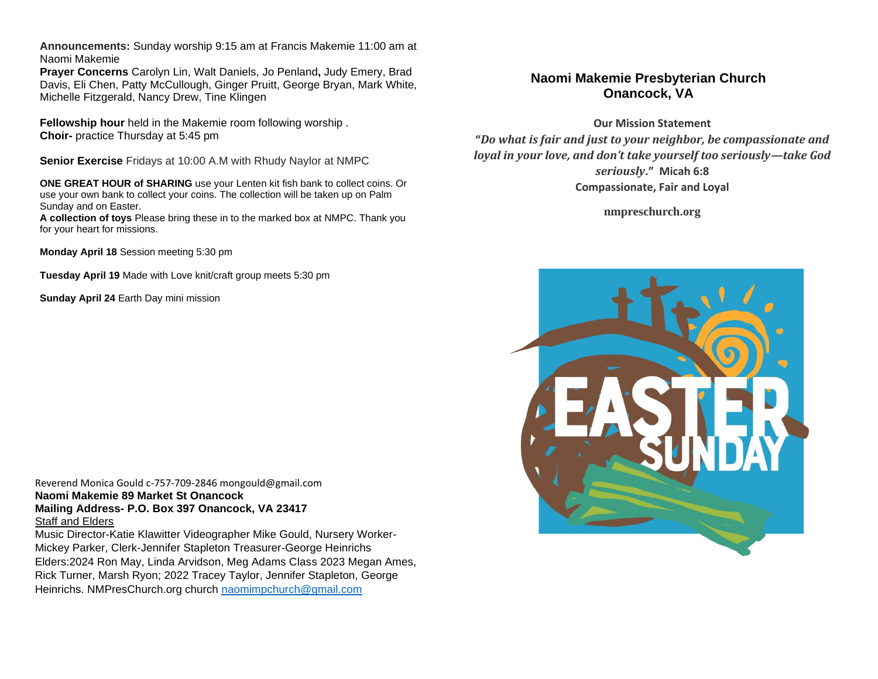**Announcements:** Sunday worship 9:15 am at Francis Makemie 11:00 am at Naomi Makemie

**Prayer Concerns** Carolyn Lin, Walt Daniels, Jo Penland**,** Judy Emery, Brad Davis, Eli Chen, Patty McCullough, Ginger Pruitt, George Bryan, Mark White, Michelle Fitzgerald, Nancy Drew, Tine Klingen

**Fellowship hour** held in the Makemie room following worship .

**Choir-** practice Thursday at 5:45 pm

**Senior Exercise** Fridays at 10:00 A.M with Rhudy Naylor at NMPC

**ONE GREAT HOUR of SHARING** use your Lenten kit fish bank to collect coins. Or use your own bank to collect your coins. The collection will be taken up on Palm Sunday and on Easter.

**A collection of toys** Please bring these in to the marked box at NMPC. Thank you for your heart for missions.

**Monday April 18** Session meeting 5:30 pm

**Tuesday April 19** Made with Love knit/craft group meets 5:30 pm

**Sunday April 24** Earth Day mini mission

Reverend Monica Gould c-757-709-2846 mongould@gmail.com

**Naomi Makemie 89 Market St Onancock**

**Mailing Address- P.O. Box 397 Onancock, VA 23417**

Staff and Elders

Music Director-Katie Klawitter Videographer Mike Gould, Nursery Worker-Mickey Parker, Clerk-Jennifer Stapleton Treasurer-George Heinrichs Elders:2024 Ron May, Linda Arvidson, Meg Adams Class 2023 Megan Ames, Rick Turner, Marsh Ryon; 2022 Tracey Taylor, Jennifer Stapleton, George Heinrichs. NMPresChurch.org church naomimpchurch@gmail.com

## Naomi Makemie Presbyterian Church
## Onancock, VA

**Our Mission Statement**

***"Do what is fair and just to your neighbor, be compassionate and loyal in your love, and don't take yourself too seriously—take God seriously."*** **Micah 6:8**

**Compassionate, Fair and Loyal**

**nmpreschurch.org**

EASTER SUNDAY